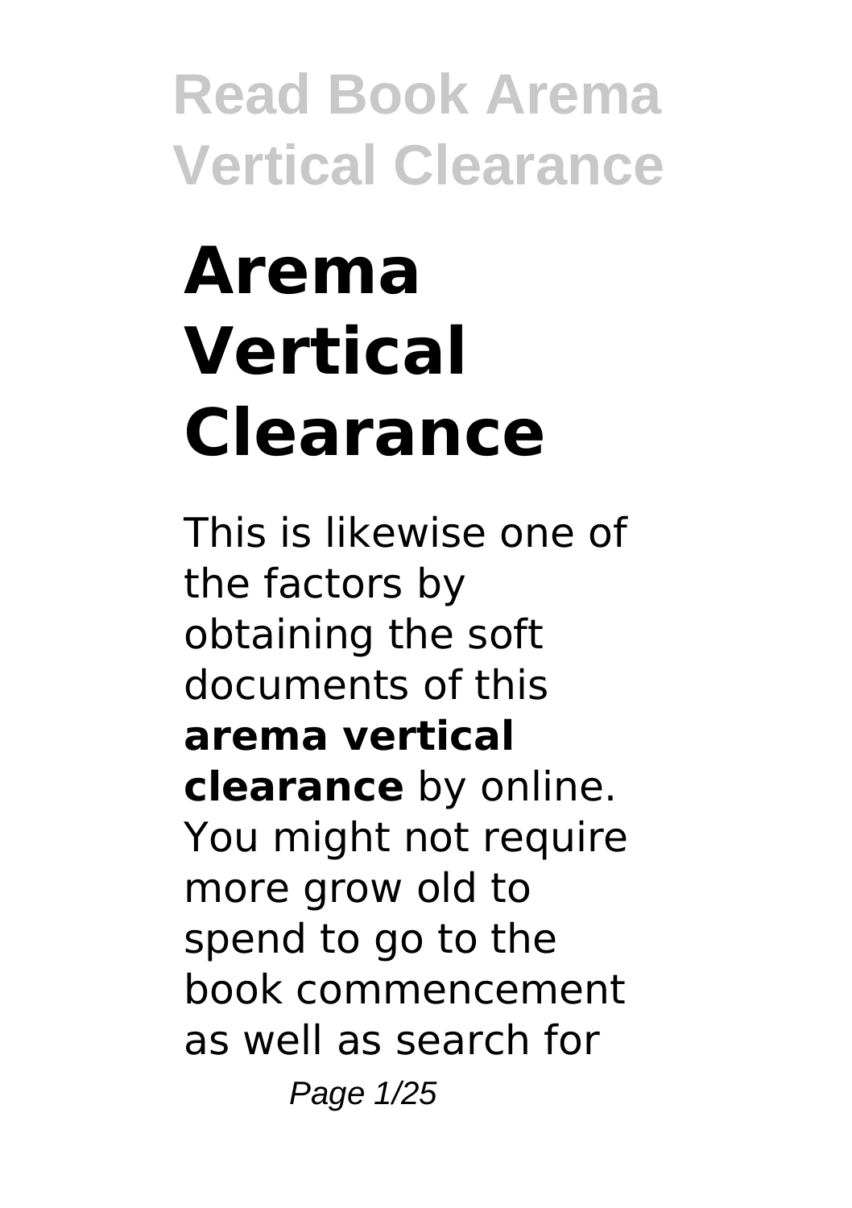# Arema Vertical Clearance

This is likewise one of the factors by obtaining the soft documents of this **arema vertical clearance** by online. You might not require more grow old to spend to go to the book commencement as well as search for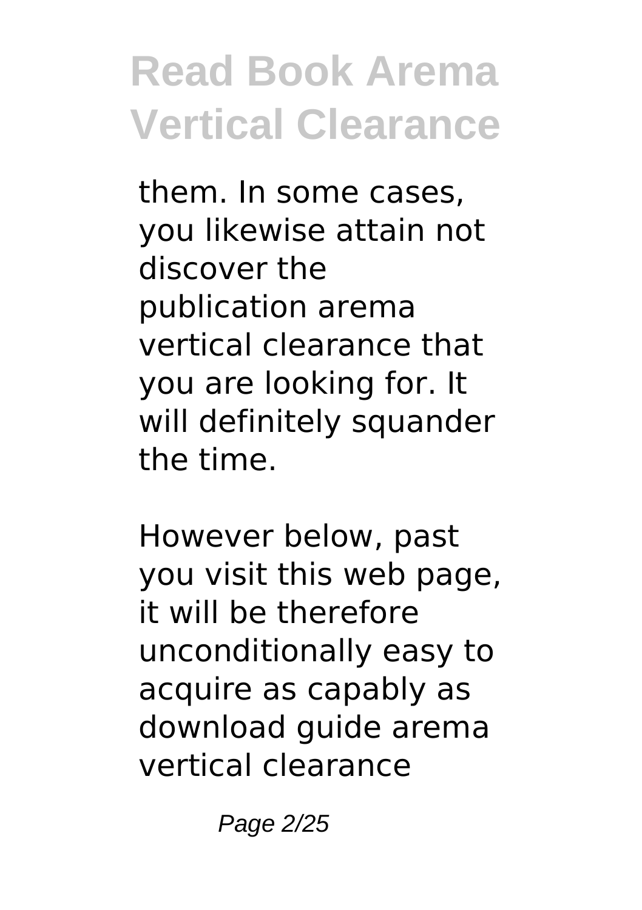them. In some cases, you likewise attain not discover the publication arema vertical clearance that you are looking for. It will definitely squander the time.

However below, past you visit this web page, it will be therefore unconditionally easy to acquire as capably as download guide arema vertical clearance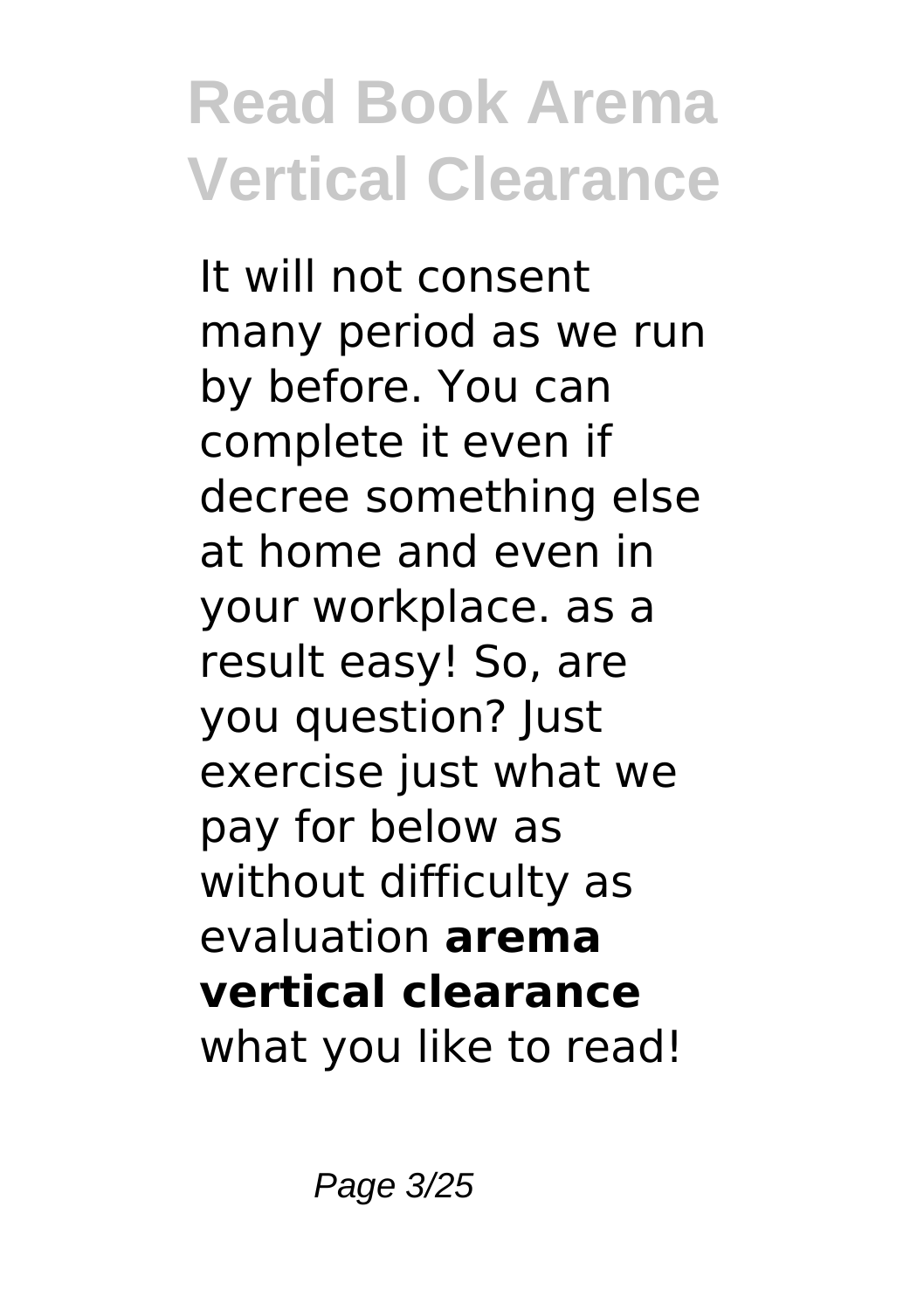It will not consent many period as we run by before. You can complete it even if decree something else at home and even in your workplace. as a result easy! So, are you question? Just exercise just what we pay for below as without difficulty as evaluation **arema vertical clearance** what you like to read!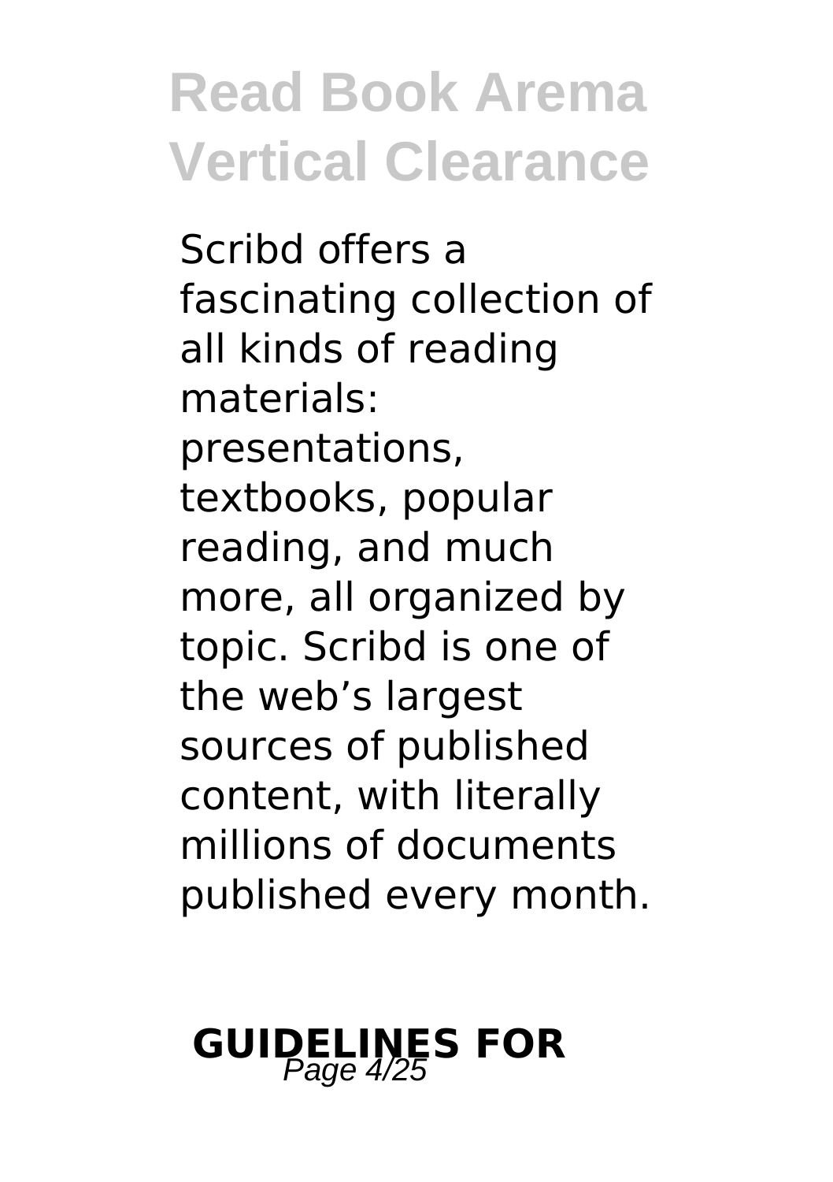Scribd offers a fascinating collection of all kinds of reading materials: presentations, textbooks, popular reading, and much more, all organized by topic. Scribd is one of the web's largest sources of published content, with literally millions of documents published every month.

## GUIDELINES FOR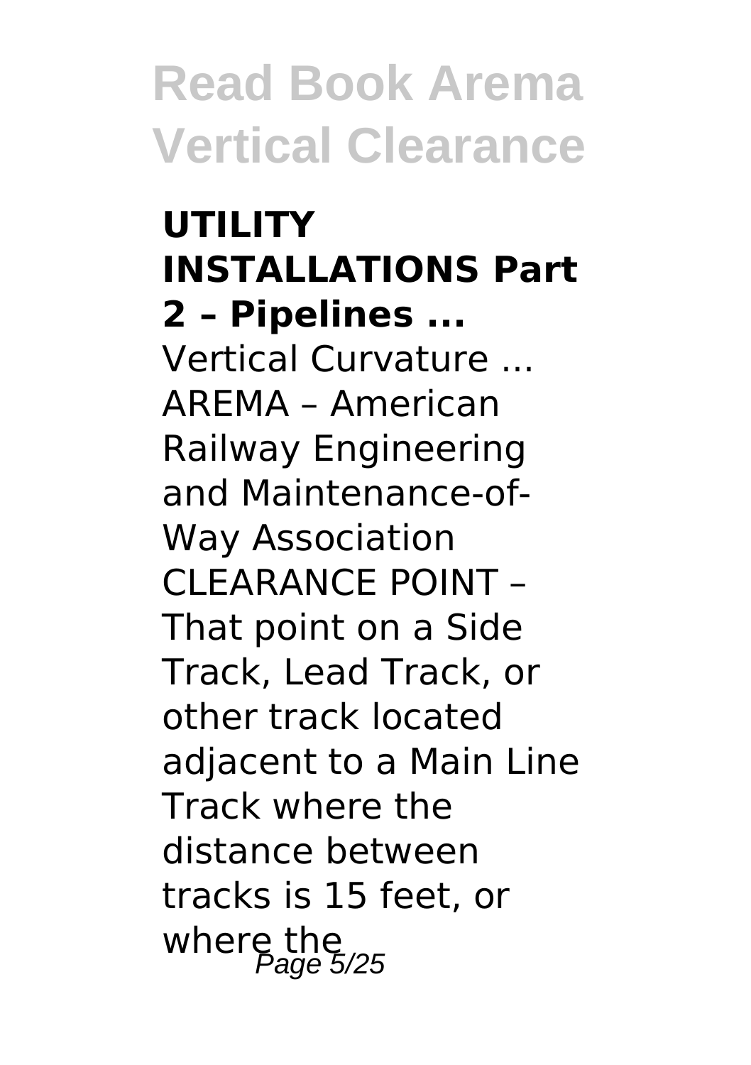**UTILITY INSTALLATIONS Part 2 – Pipelines ...**

Vertical Curvature ... AREMA – American Railway Engineering and Maintenance-of-Way Association CLEARANCE POINT – That point on a Side Track, Lead Track, or other track located adjacent to a Main Line Track where the distance between tracks is 15 feet, or where the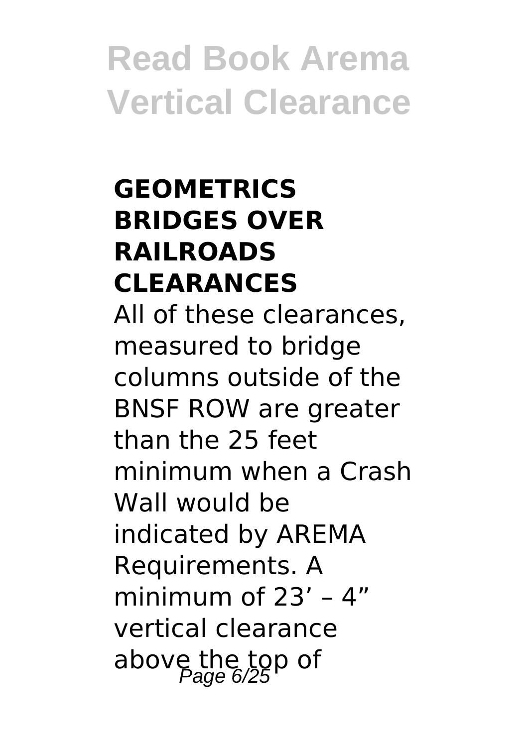### GEOMETRICS BRIDGES OVER RAILROADS CLEARANCES

All of these clearances, measured to bridge columns outside of the BNSF ROW are greater than the 25 feet minimum when a Crash Wall would be indicated by AREMA Requirements. A minimum of 23' – 4" vertical clearance above the top of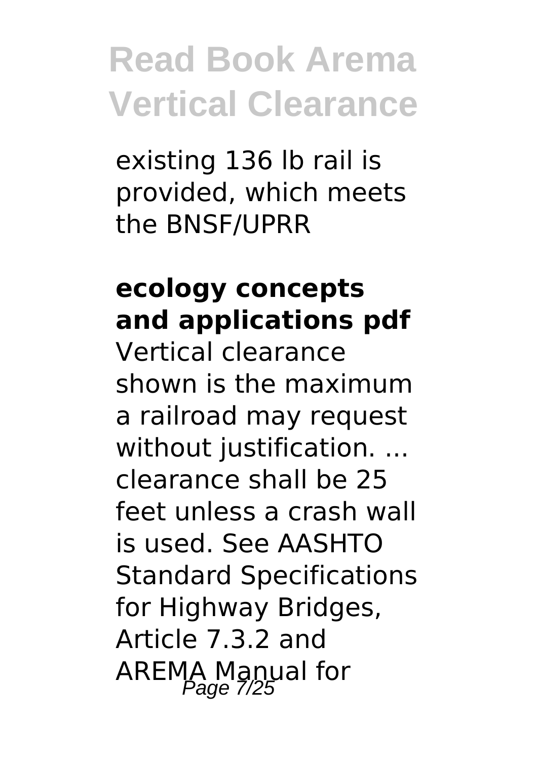existing 136 lb rail is provided, which meets the BNSF/UPRR

**ecology concepts and applications pdf**

Vertical clearance shown is the maximum a railroad may request without justification. ... clearance shall be 25 feet unless a crash wall is used. See AASHTO Standard Specifications for Highway Bridges, Article 7.3.2 and AREMA Manual for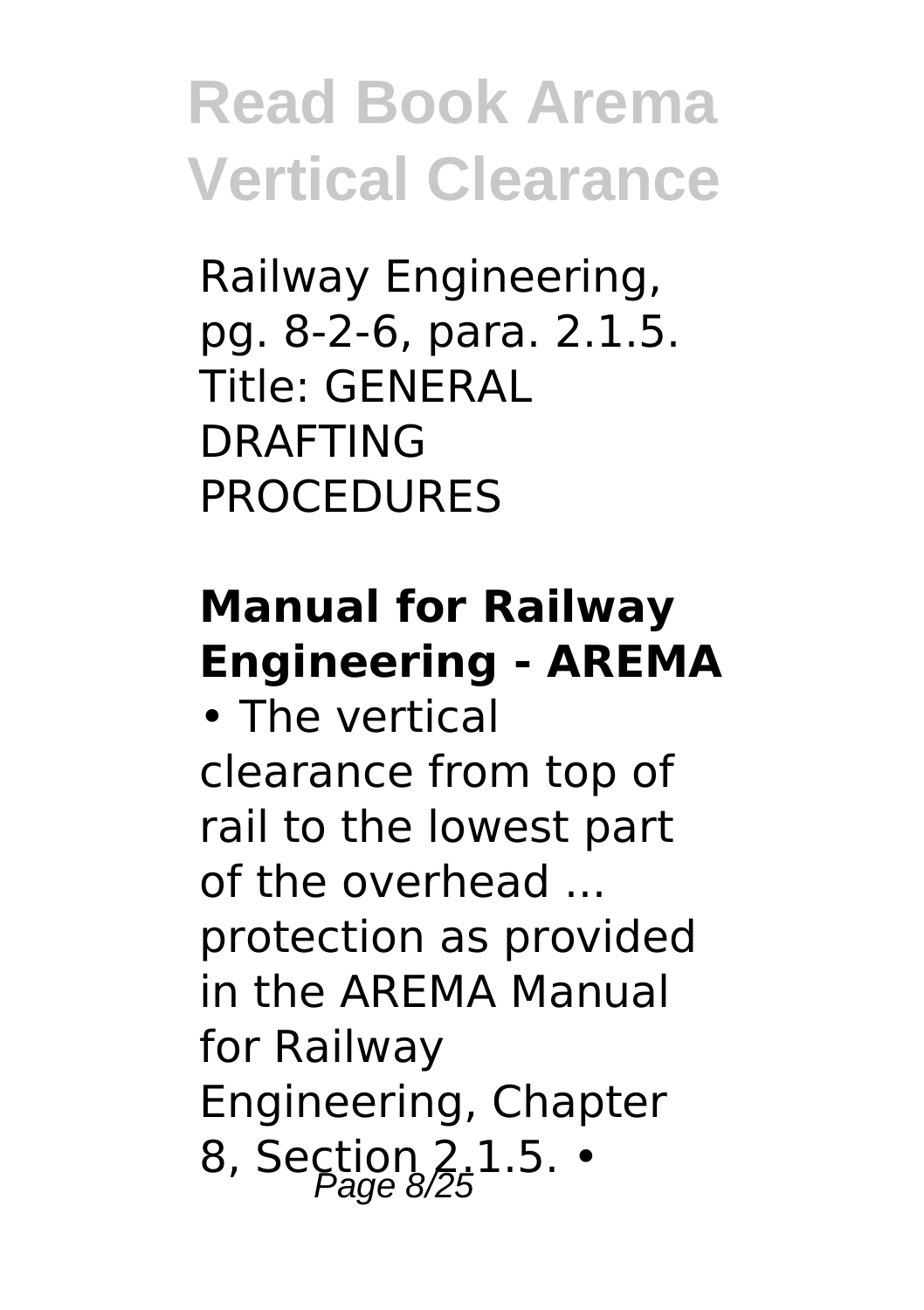Railway Engineering, pg. 8-2-6, para. 2.1.5. Title: GENERAL DRAFTING PROCEDURES

### Manual for Railway Engineering - AREMA

• The vertical clearance from top of rail to the lowest part of the overhead ... protection as provided in the AREMA Manual for Railway Engineering, Chapter 8, Section 2.1.5. •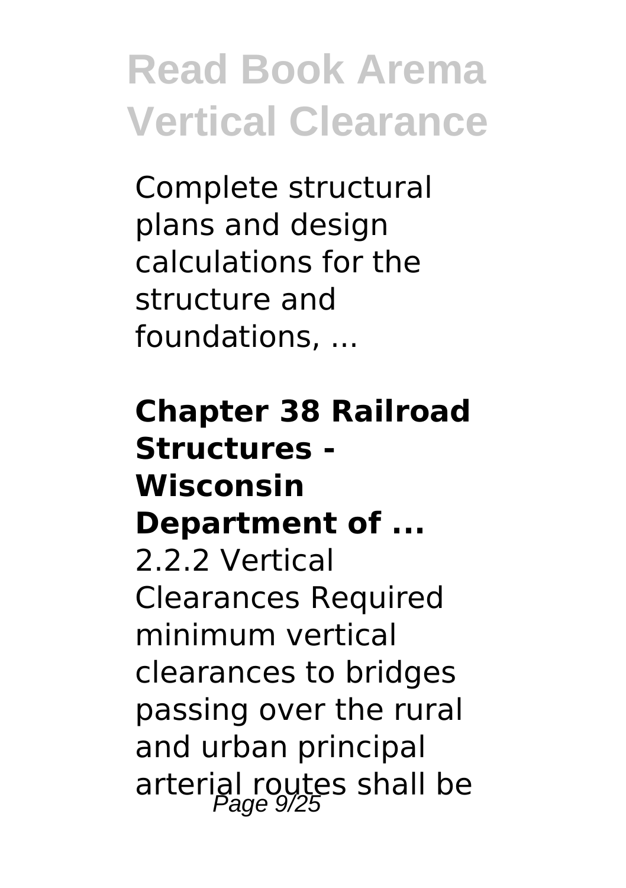Complete structural plans and design calculations for the structure and foundations, ...

**Chapter 38 Railroad Structures - Wisconsin Department of ...**

2.2.2 Vertical Clearances Required minimum vertical clearances to bridges passing over the rural and urban principal arterial routes shall be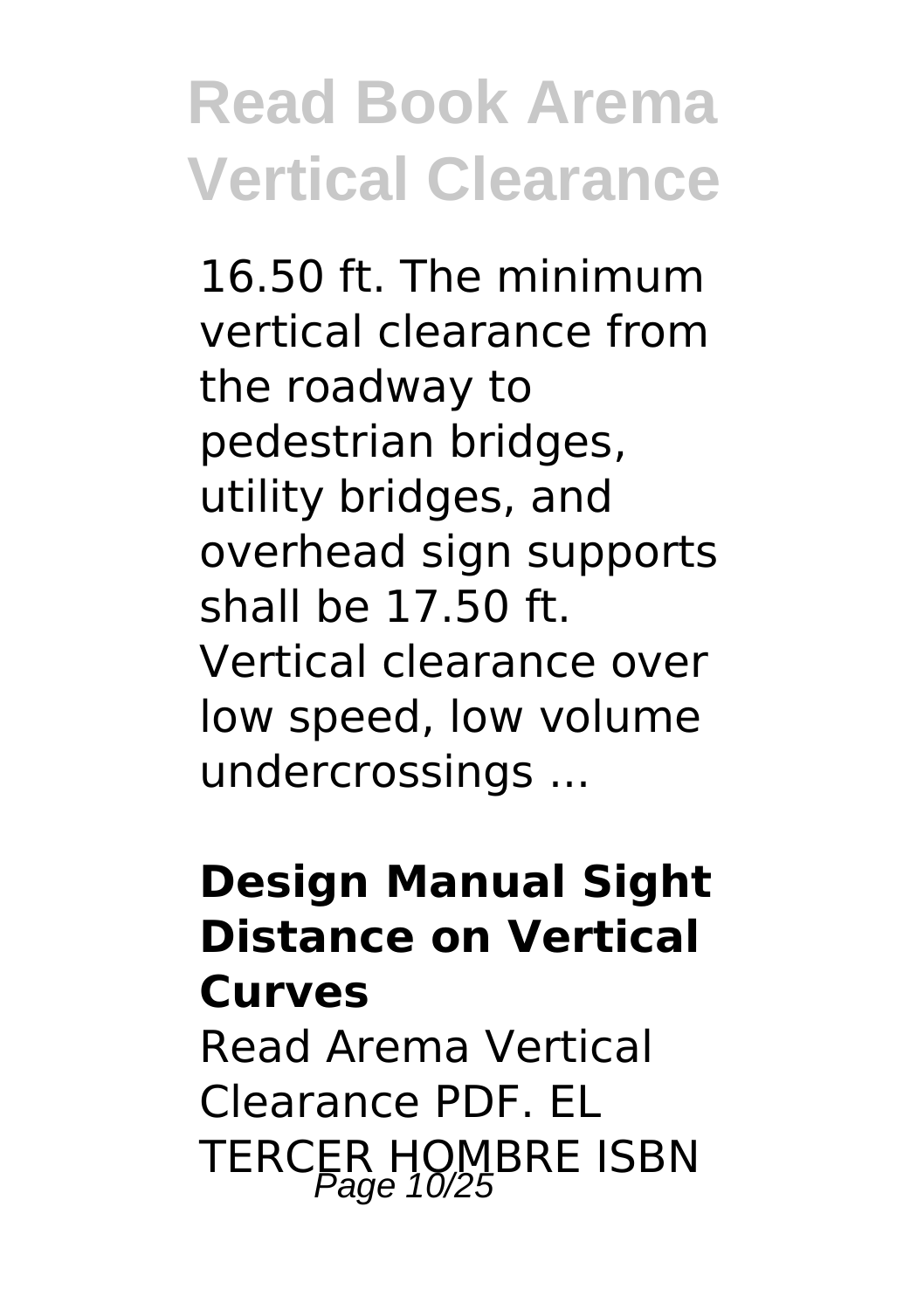16.50 ft. The minimum vertical clearance from the roadway to pedestrian bridges, utility bridges, and overhead sign supports shall be 17.50 ft. Vertical clearance over low speed, low volume undercrossings ...

**Design Manual Sight Distance on Vertical Curves**

Read Arema Vertical Clearance PDF. EL TERCER HOMBRE ISBN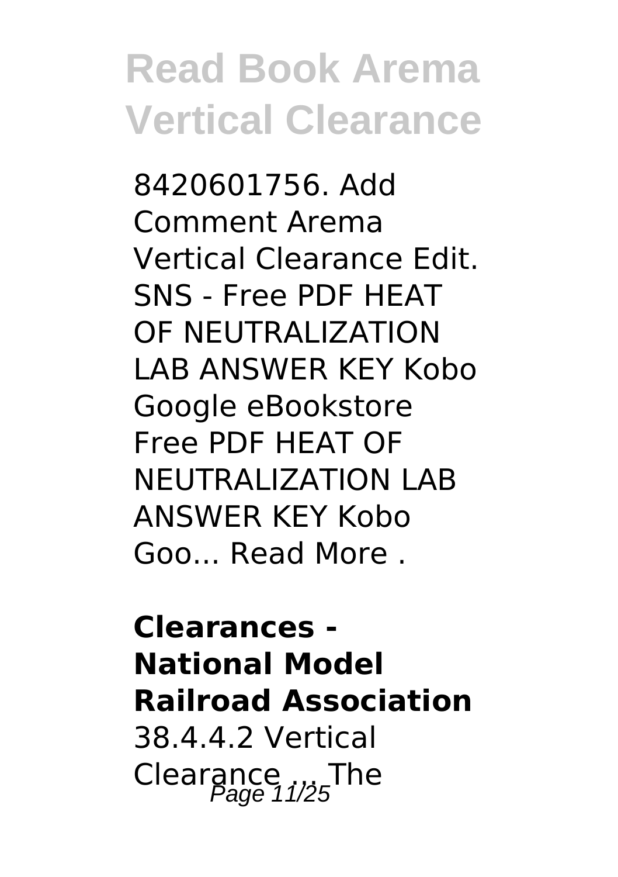8420601756. Add Comment Arema Vertical Clearance Edit. SNS - Free PDF HEAT OF NEUTRALIZATION LAB ANSWER KEY Kobo Google eBookstore Free PDF HEAT OF NEUTRALIZATION LAB ANSWER KEY Kobo Goo... Read More .

**Clearances - National Model Railroad Association**

38.4.4.2 Vertical Clearance ... The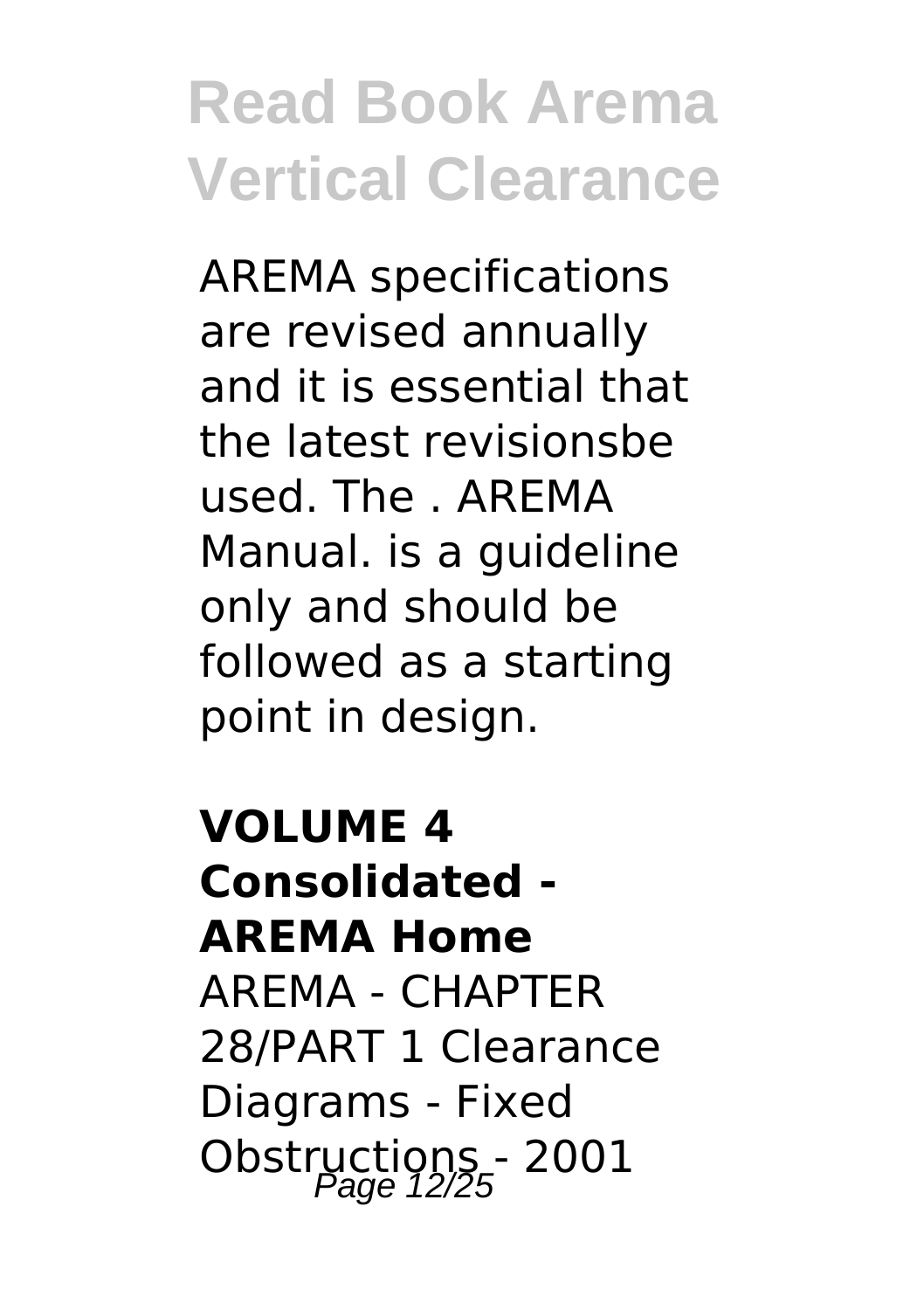AREMA specifications are revised annually and it is essential that the latest revisionsbe used. The . AREMA Manual. is a guideline only and should be followed as a starting point in design.

**VOLUME 4 Consolidated - AREMA Home**

AREMA - CHAPTER 28/PART 1 Clearance Diagrams - Fixed Obstructions - 2001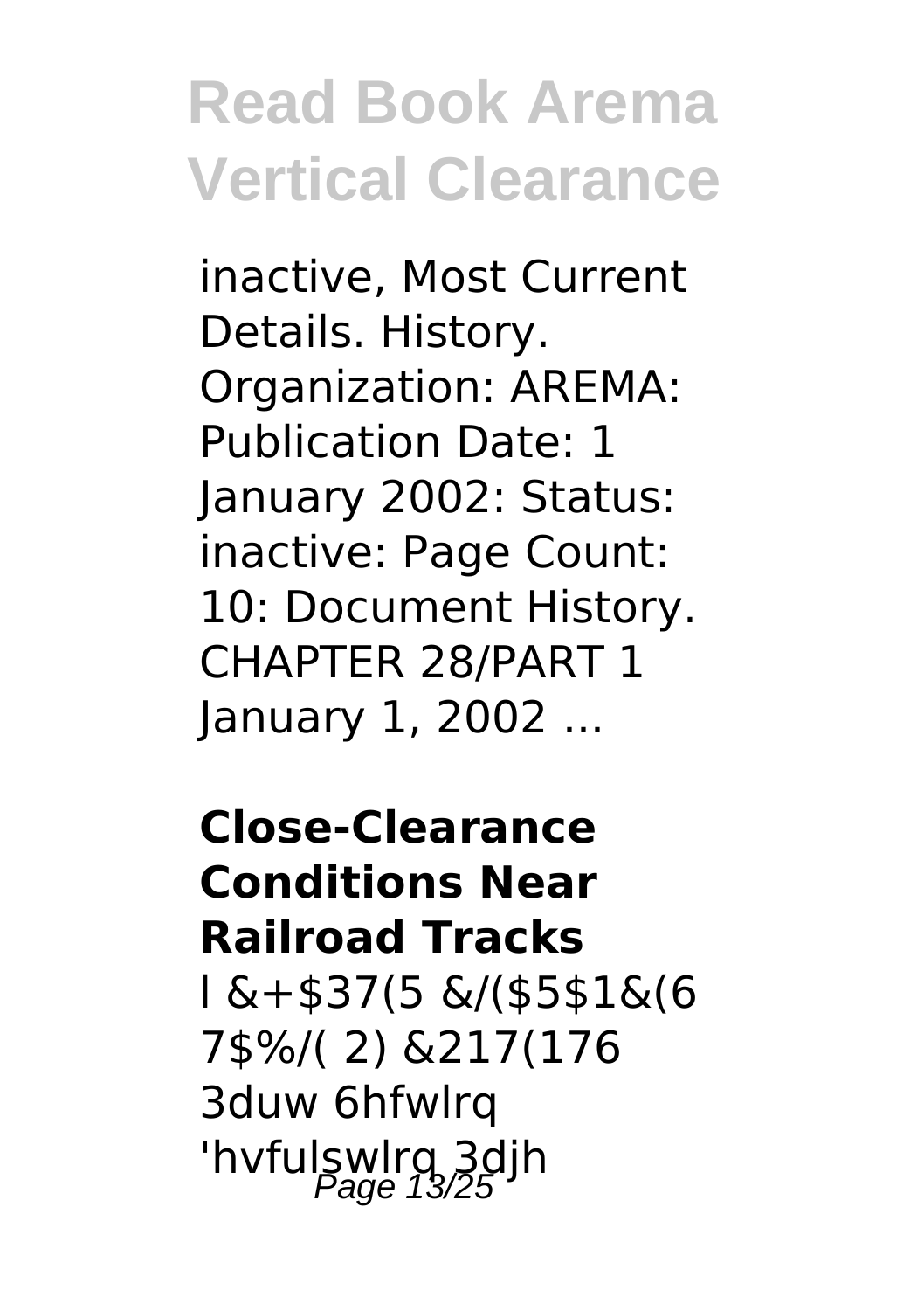inactive, Most Current Details. History. Organization: AREMA: Publication Date: 1 January 2002: Status: inactive: Page Count: 10: Document History. CHAPTER 28/PART 1 January 1, 2002 ...

**Close-Clearance Conditions Near Railroad Tracks**

l &+$37(5 &/($5$1&(6 7$%/( 2) &217(176 3duw 6hfwlrq 'hvfulswlrq 3djh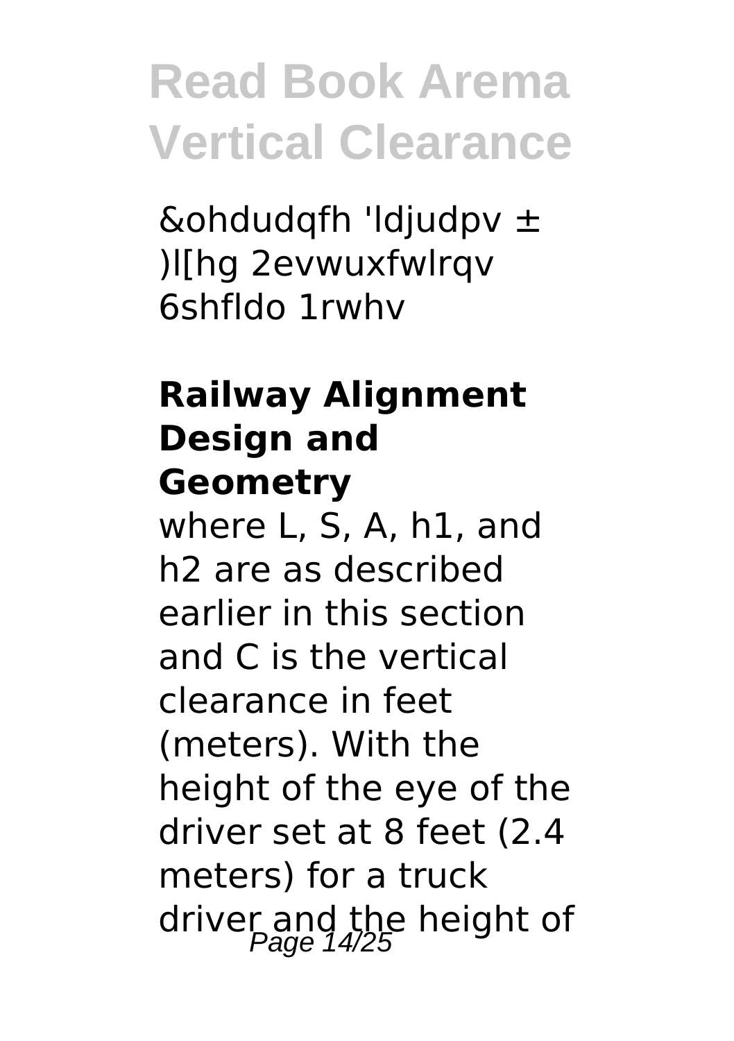&ohdudqfh 'ldjudpv ± )l[hg 2evwuxfwlrqv 6shfldo 1rwhv

### Railway Alignment Design and Geometry

where L, S, A, h1, and h2 are as described earlier in this section and C is the vertical clearance in feet (meters). With the height of the eye of the driver set at 8 feet (2.4 meters) for a truck driver and the height of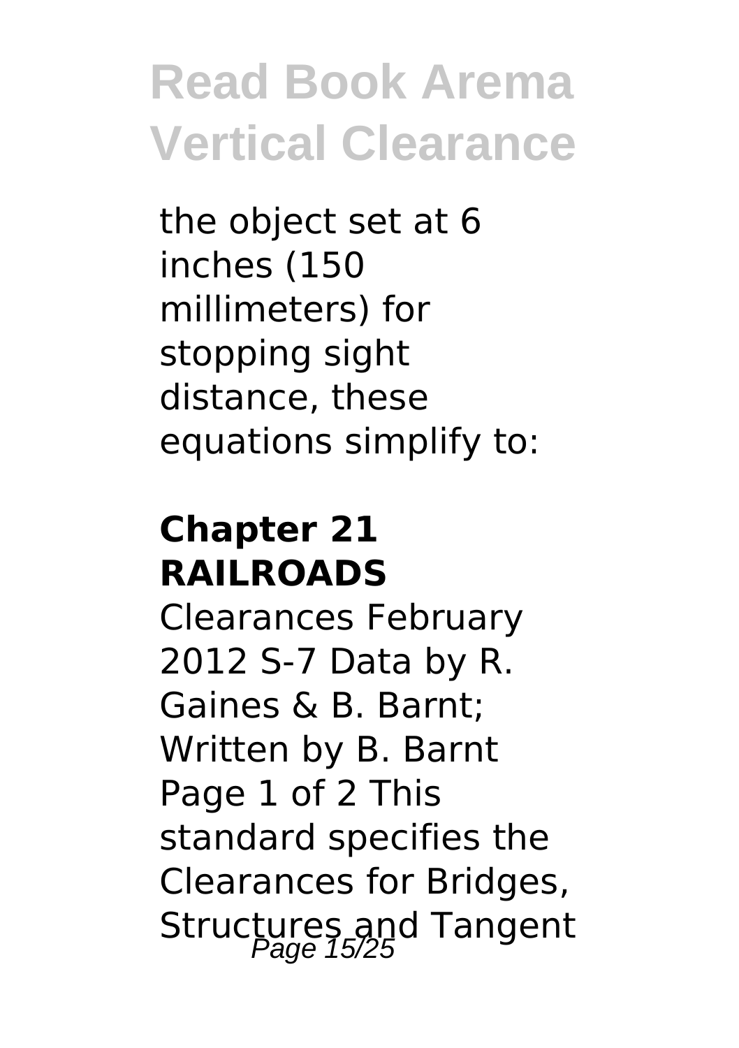the object set at 6 inches (150 millimeters) for stopping sight distance, these equations simplify to:

**Chapter 21 RAILROADS**

Clearances February 2012 S-7 Data by R. Gaines & B. Barnt; Written by B. Barnt Page 1 of 2 This standard specifies the Clearances for Bridges, Structures and Tangent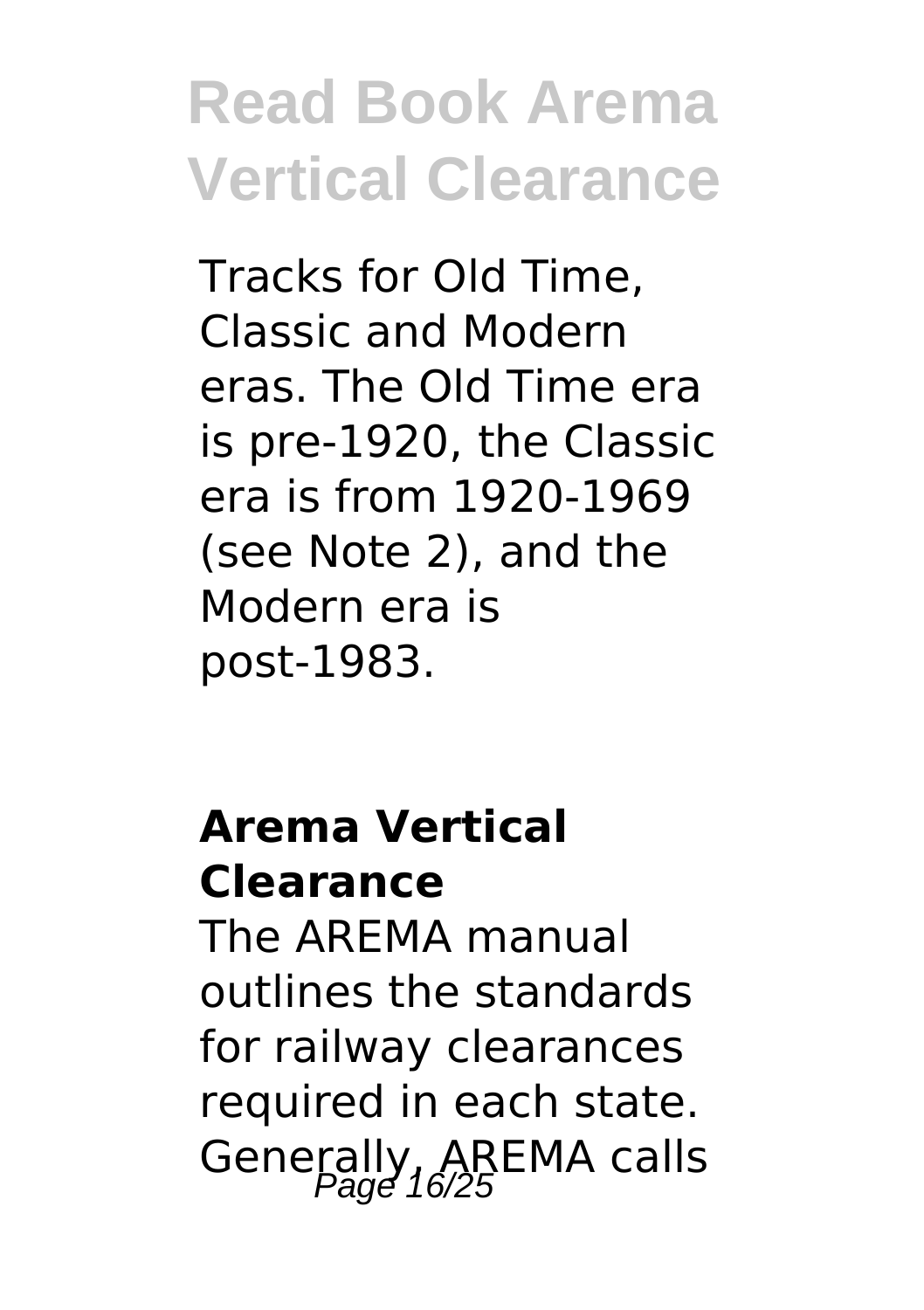Tracks for Old Time, Classic and Modern eras. The Old Time era is pre-1920, the Classic era is from 1920-1969 (see Note 2), and the Modern era is post-1983.

## Arema Vertical Clearance

The AREMA manual outlines the standards for railway clearances required in each state. Generally, AREMA calls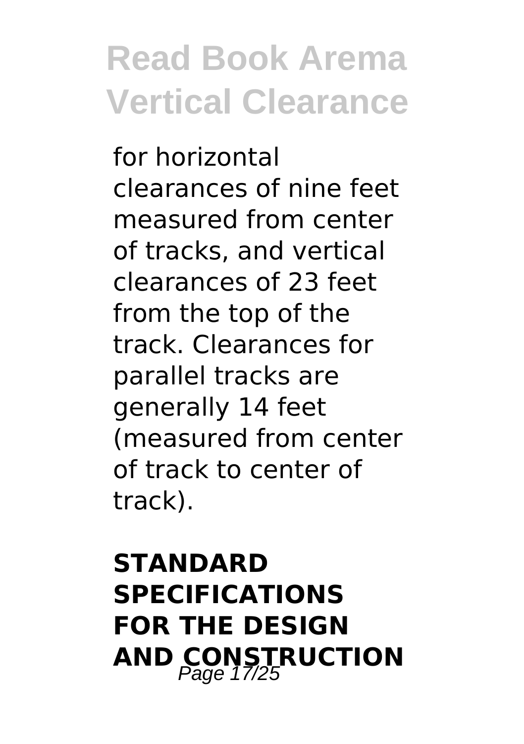for horizontal clearances of nine feet measured from center of tracks, and vertical clearances of 23 feet from the top of the track. Clearances for parallel tracks are generally 14 feet (measured from center of track to center of track).

## STANDARD SPECIFICATIONS FOR THE DESIGN AND CONSTRUCTION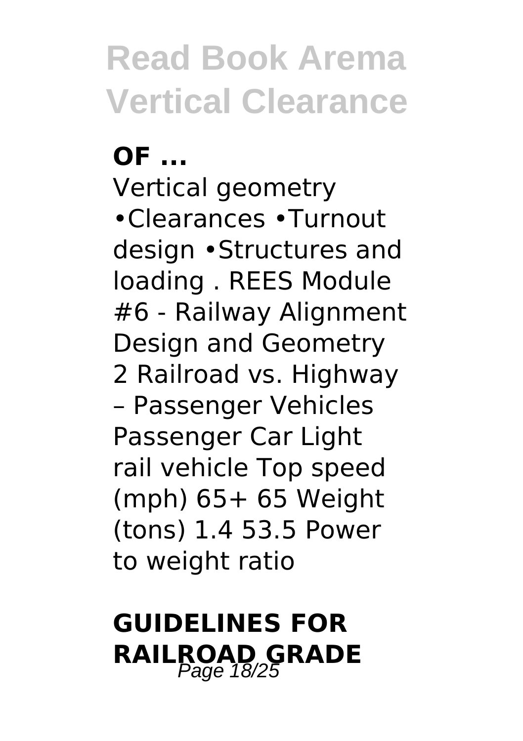**OF ...**

Vertical geometry •Clearances •Turnout design •Structures and loading . REES Module #6 - Railway Alignment Design and Geometry 2 Railroad vs. Highway – Passenger Vehicles Passenger Car Light rail vehicle Top speed (mph) 65+ 65 Weight (tons) 1.4 53.5 Power to weight ratio

## GUIDELINES FOR RAILROAD GRADE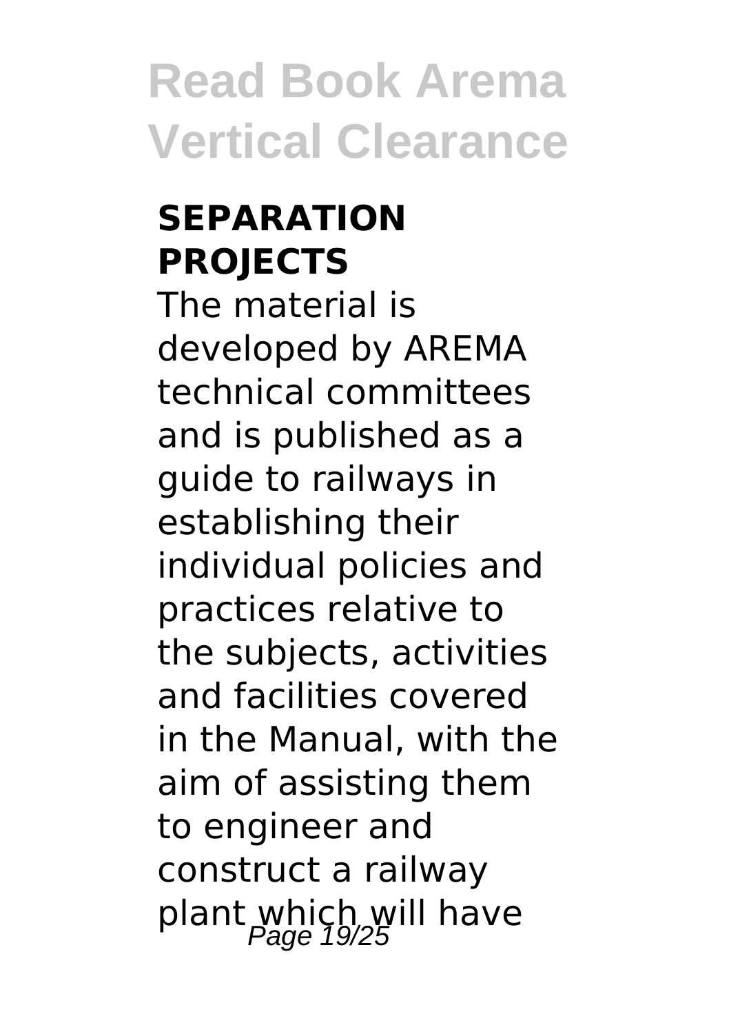### SEPARATION PROJECTS

The material is developed by AREMA technical committees and is published as a guide to railways in establishing their individual policies and practices relative to the subjects, activities and facilities covered in the Manual, with the aim of assisting them to engineer and construct a railway plant which will have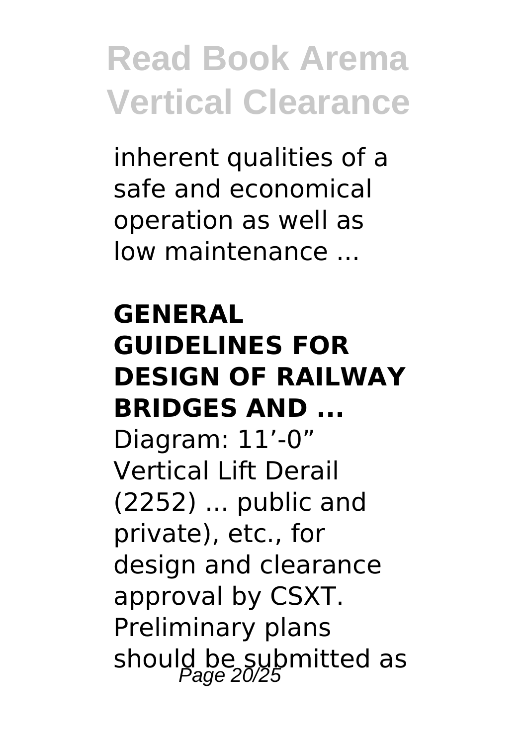inherent qualities of a safe and economical operation as well as low maintenance ...

**GENERAL GUIDELINES FOR DESIGN OF RAILWAY BRIDGES AND ...**

Diagram: 11’-0” Vertical Lift Derail (2252) ... public and private), etc., for design and clearance approval by CSXT. Preliminary plans should be submitted as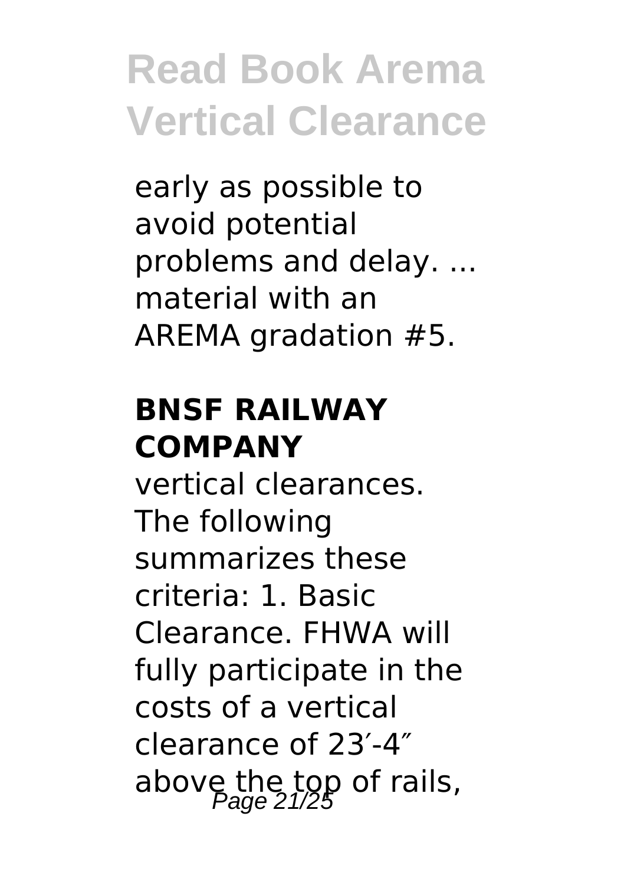early as possible to avoid potential problems and delay. ... material with an AREMA gradation #5.

### BNSF RAILWAY COMPANY

vertical clearances. The following summarizes these criteria: 1. Basic Clearance. FHWA will fully participate in the costs of a vertical clearance of 23′-4″ above the top of rails,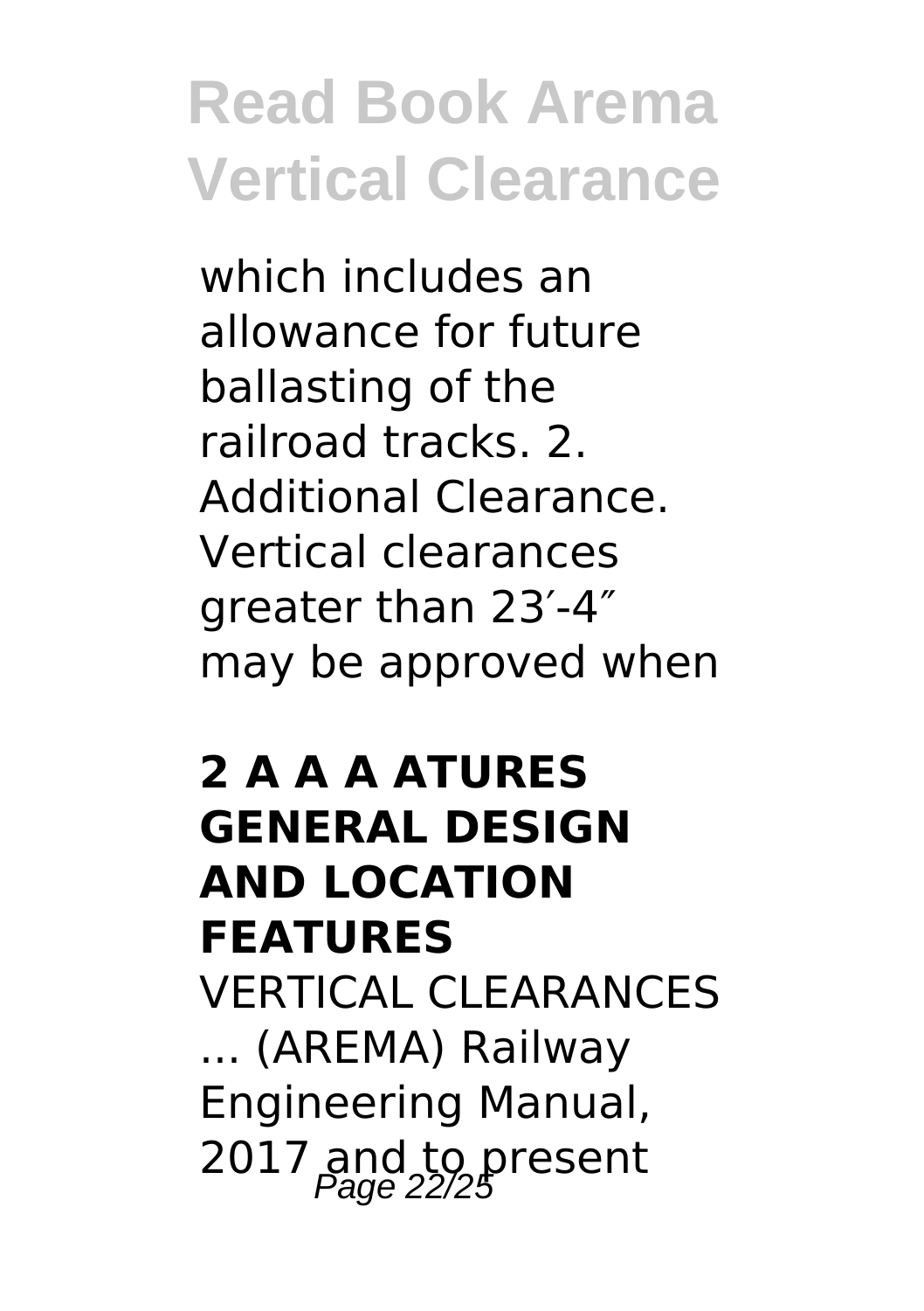which includes an allowance for future ballasting of the railroad tracks. 2. Additional Clearance. Vertical clearances greater than 23′-4″ may be approved when

## 2 A A A ATURES GENERAL DESIGN AND LOCATION FEATURES

VERTICAL CLEARANCES ... (AREMA) Railway Engineering Manual, 2017 and to present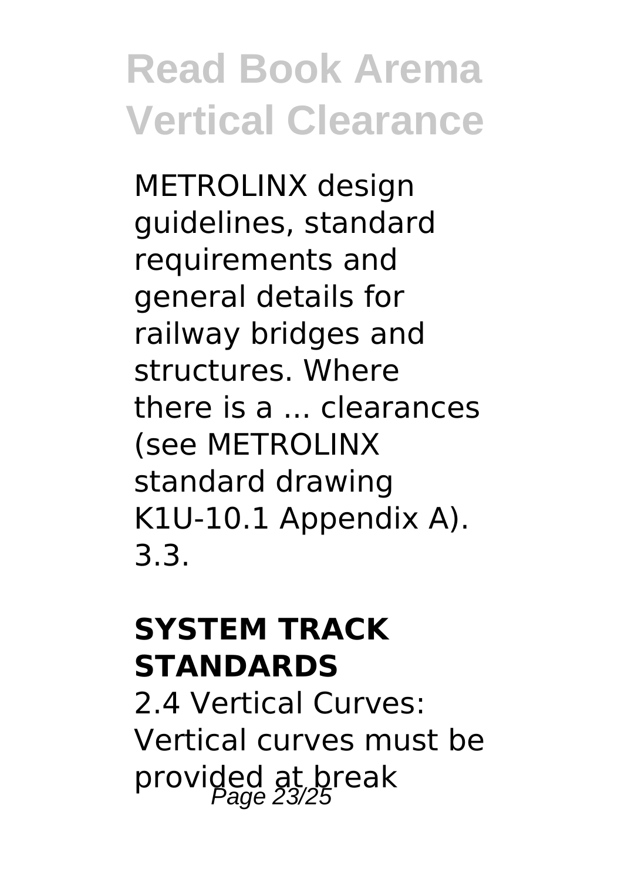METROLINX design guidelines, standard requirements and general details for railway bridges and structures. Where there is a ... clearances (see METROLINX standard drawing K1U-10.1 Appendix A). 3.3.

## SYSTEM TRACK STANDARDS

2.4 Vertical Curves: Vertical curves must be provided at break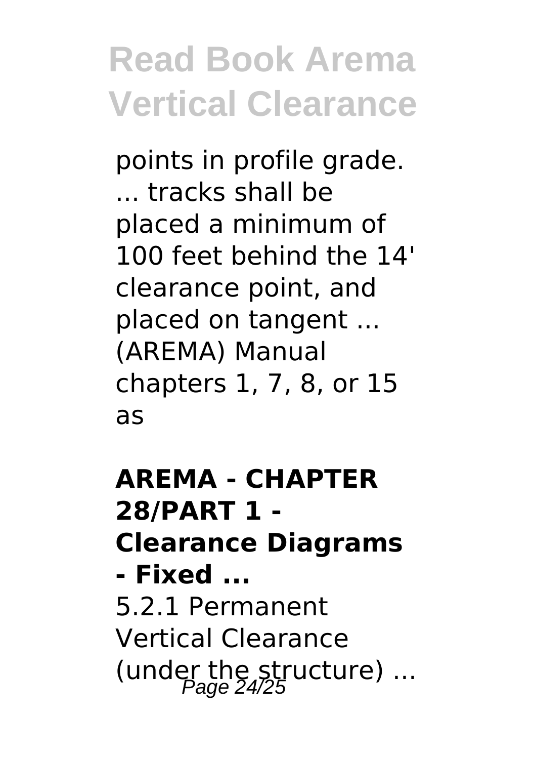points in profile grade. ... tracks shall be placed a minimum of 100 feet behind the 14' clearance point, and placed on tangent ... (AREMA) Manual chapters 1, 7, 8, or 15 as

**AREMA - CHAPTER 28/PART 1 - Clearance Diagrams - Fixed ...**

5.2.1 Permanent Vertical Clearance (under the structure) ...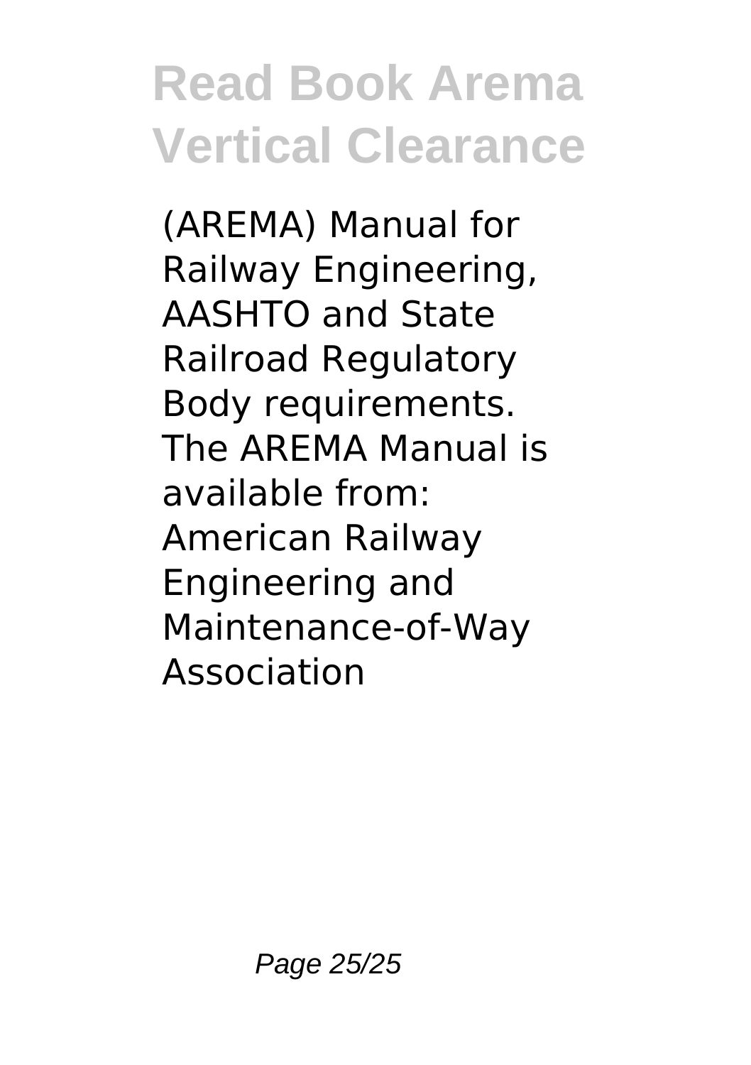(AREMA) Manual for Railway Engineering, AASHTO and State Railroad Regulatory Body requirements. The AREMA Manual is available from: American Railway Engineering and Maintenance-of-Way Association